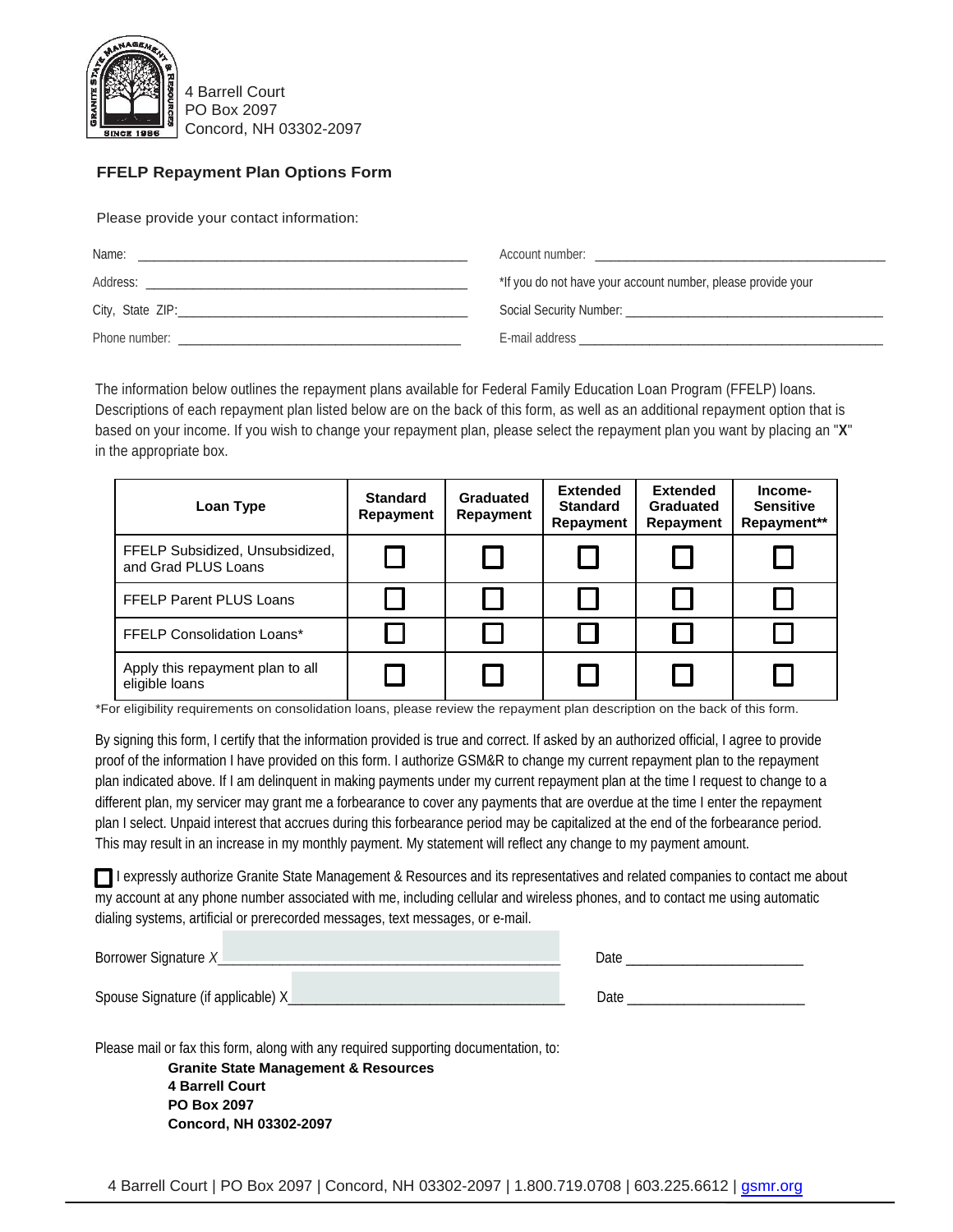4 Barrell Court
PO Box 2097
Concord, NH 03302-2097

## FFELP Repayment Plan Options Form

Please provide your contact information:

Name: ______________________________________________

Address: ______________________________________________

City, State ZIP: ______________________________________________

Phone number: ______________________________________________

Account number: ______________________________________________

*If you do not have your account number, please provide your

Social Security Number: ______________________________________________

E-mail address ______________________________________________

The information below outlines the repayment plans available for Federal Family Education Loan Program (FFELP) loans. Descriptions of each repayment plan listed below are on the back of this form, as well as an additional repayment option that is based on your income. If you wish to change your repayment plan, please select the repayment plan you want by placing an "**X**" in the appropriate box.

| Loan Type | Standard Repayment | Graduated Repayment | Extended Standard Repayment | Extended Graduated Repayment | Income-Sensitive Repayment** |
|---|---|---|---|---|---|
| FFELP Subsidized, Unsubsidized, and Grad PLUS Loans | ☐ | ☐ | ☐ | ☐ | ☐ |
| FFELP Parent PLUS Loans | ☐ | ☐ | ☐ | ☐ | ☐ |
| FFELP Consolidation Loans* | ☐ | ☐ | ☐ | ☐ | ☐ |
| Apply this repayment plan to all eligible loans | ☐ | ☐ | ☐ | ☐ | ☐ |

*For eligibility requirements on consolidation loans, please review the repayment plan description on the back of this form.

By signing this form, I certify that the information provided is true and correct. If asked by an authorized official, I agree to provide proof of the information I have provided on this form. I authorize GSM&R to change my current repayment plan to the repayment plan indicated above. If I am delinquent in making payments under my current repayment plan at the time I request to change to a different plan, my servicer may grant me a forbearance to cover any payments that are overdue at the time I enter the repayment plan I select. Unpaid interest that accrues during this forbearance period may be capitalized at the end of the forbearance period. This may result in an increase in my monthly payment. My statement will reflect any change to my payment amount.

☐ I expressly authorize Granite State Management & Resources and its representatives and related companies to contact me about my account at any phone number associated with me, including cellular and wireless phones, and to contact me using automatic dialing systems, artificial or prerecorded messages, text messages, or e-mail.

Borrower Signature *X*______________________________________________ Date ______________________

Spouse Signature (if applicable) X______________________________________________ Date ______________________

Please mail or fax this form, along with any required supporting documentation, to:

**Granite State Management & Resources**
**4 Barrell Court**
**PO Box 2097**
**Concord, NH 03302-2097**

4 Barrell Court | PO Box 2097 | Concord, NH 03302-2097 | 1.800.719.0708 | 603.225.6612 | gsmr.org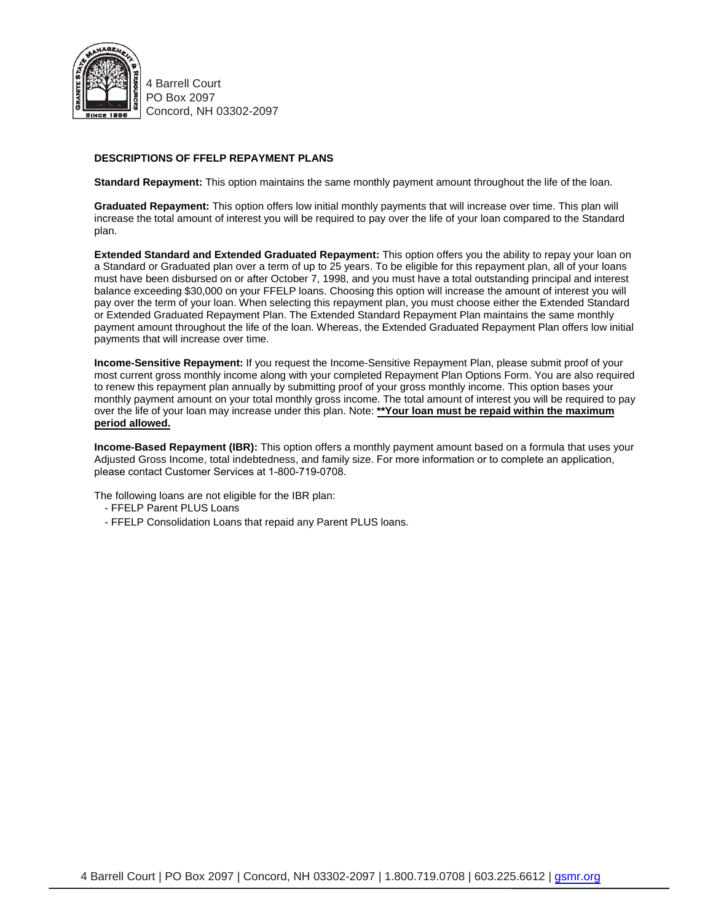4 Barrell Court
PO Box 2097
Concord, NH 03302-2097

**DESCRIPTIONS OF FFELP REPAYMENT PLANS**

**Standard Repayment:** This option maintains the same monthly payment amount throughout the life of the loan.

**Graduated Repayment:** This option offers low initial monthly payments that will increase over time. This plan will increase the total amount of interest you will be required to pay over the life of your loan compared to the Standard plan.

**Extended Standard and Extended Graduated Repayment:** This option offers you the ability to repay your loan on a Standard or Graduated plan over a term of up to 25 years. To be eligible for this repayment plan, all of your loans must have been disbursed on or after October 7, 1998, and you must have a total outstanding principal and interest balance exceeding $30,000 on your FFELP loans. Choosing this option will increase the amount of interest you will pay over the term of your loan. When selecting this repayment plan, you must choose either the Extended Standard or Extended Graduated Repayment Plan. The Extended Standard Repayment Plan maintains the same monthly payment amount throughout the life of the loan. Whereas, the Extended Graduated Repayment Plan offers low initial payments that will increase over time.

**Income-Sensitive Repayment:** If you request the Income-Sensitive Repayment Plan, please submit proof of your most current gross monthly income along with your completed Repayment Plan Options Form. You are also required to renew this repayment plan annually by submitting proof of your gross monthly income. This option bases your monthly payment amount on your total monthly gross income. The total amount of interest you will be required to pay over the life of your loan may increase under this plan. Note: **<u>**Your loan must be repaid within the maximum period allowed.</u>**

**Income-Based Repayment (IBR):** This option offers a monthly payment amount based on a formula that uses your Adjusted Gross Income, total indebtedness, and family size. For more information or to complete an application, please contact Customer Services at 1-800-719-0708.

The following loans are not eligible for the IBR plan:

- FFELP Parent PLUS Loans
- FFELP Consolidation Loans that repaid any Parent PLUS loans.

4 Barrell Court | PO Box 2097 | Concord, NH 03302-2097 | 1.800.719.0708 | 603.225.6612 | gsmr.org